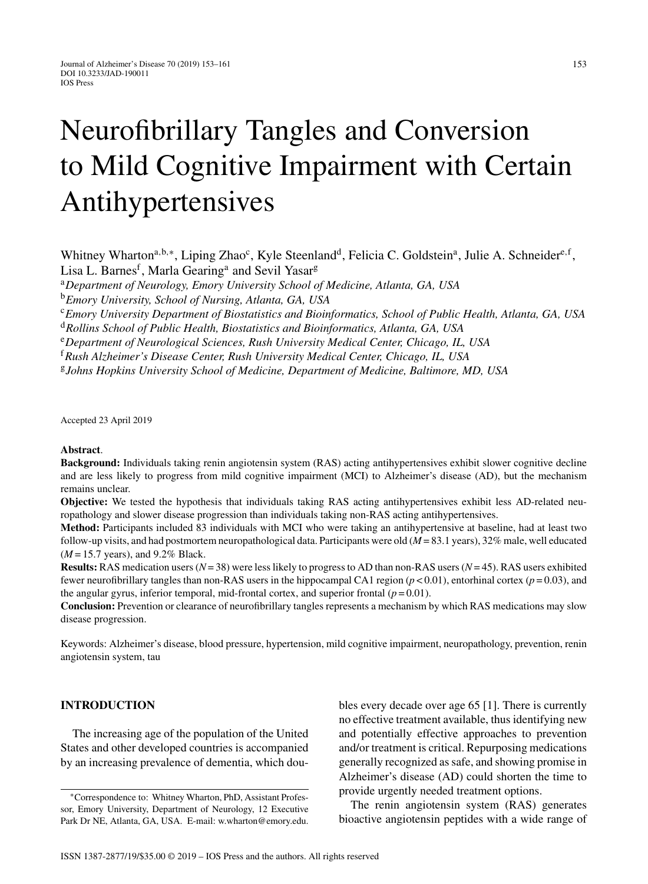# Neurofibrillary Tangles and Conversion to Mild Cognitive Impairment with Certain Antihypertensives

Whitney Wharton[a,b,*], Liping Zhao[c], Kyle Steenland[d], Felicia C. Goldstein[a], Julie A. Schneider[e,f], Lisa L. Barnes[f], Marla Gearing[a] and Sevil Yasar[g]

[a]*Department of Neurology, Emory University School of Medicine, Atlanta, GA, USA*
[b]*Emory University, School of Nursing, Atlanta, GA, USA*
[c]*Emory University Department of Biostatistics and Bioinformatics, School of Public Health, Atlanta, GA, USA*
[d]*Rollins School of Public Health, Biostatistics and Bioinformatics, Atlanta, GA, USA*
[e]*Department of Neurological Sciences, Rush University Medical Center, Chicago, IL, USA*
[f]*Rush Alzheimer's Disease Center, Rush University Medical Center, Chicago, IL, USA*
[g]*Johns Hopkins University School of Medicine, Department of Medicine, Baltimore, MD, USA*

Accepted 23 April 2019

**Abstract**.

**Background:** Individuals taking renin angiotensin system (RAS) acting antihypertensives exhibit slower cognitive decline and are less likely to progress from mild cognitive impairment (MCI) to Alzheimer's disease (AD), but the mechanism remains unclear.

**Objective:** We tested the hypothesis that individuals taking RAS acting antihypertensives exhibit less AD-related neuropathology and slower disease progression than individuals taking non-RAS acting antihypertensives.

**Method:** Participants included 83 individuals with MCI who were taking an antihypertensive at baseline, had at least two follow-up visits, and had postmortem neuropathological data. Participants were old ($M = 83.1$ years), 32% male, well educated ($M = 15.7$ years), and 9.2% Black.

**Results:** RAS medication users ($N = 38$) were less likely to progress to AD than non-RAS users ($N = 45$). RAS users exhibited fewer neurofibrillary tangles than non-RAS users in the hippocampal CA1 region ($p < 0.01$), entorhinal cortex ($p = 0.03$), and the angular gyrus, inferior temporal, mid-frontal cortex, and superior frontal ($p = 0.01$).

**Conclusion:** Prevention or clearance of neurofibrillary tangles represents a mechanism by which RAS medications may slow disease progression.

Keywords: Alzheimer's disease, blood pressure, hypertension, mild cognitive impairment, neuropathology, prevention, renin angiotensin system, tau

## INTRODUCTION

The increasing age of the population of the United States and other developed countries is accompanied by an increasing prevalence of dementia, which doubles every decade over age 65 [1]. There is currently no effective treatment available, thus identifying new and potentially effective approaches to prevention and/or treatment is critical. Repurposing medications generally recognized as safe, and showing promise in Alzheimer's disease (AD) could shorten the time to provide urgently needed treatment options.

The renin angiotensin system (RAS) generates bioactive angiotensin peptides with a wide range of

*Correspondence to: Whitney Wharton, PhD, Assistant Professor, Emory University, Department of Neurology, 12 Executive Park Dr NE, Atlanta, GA, USA. E-mail: w.wharton@emory.edu.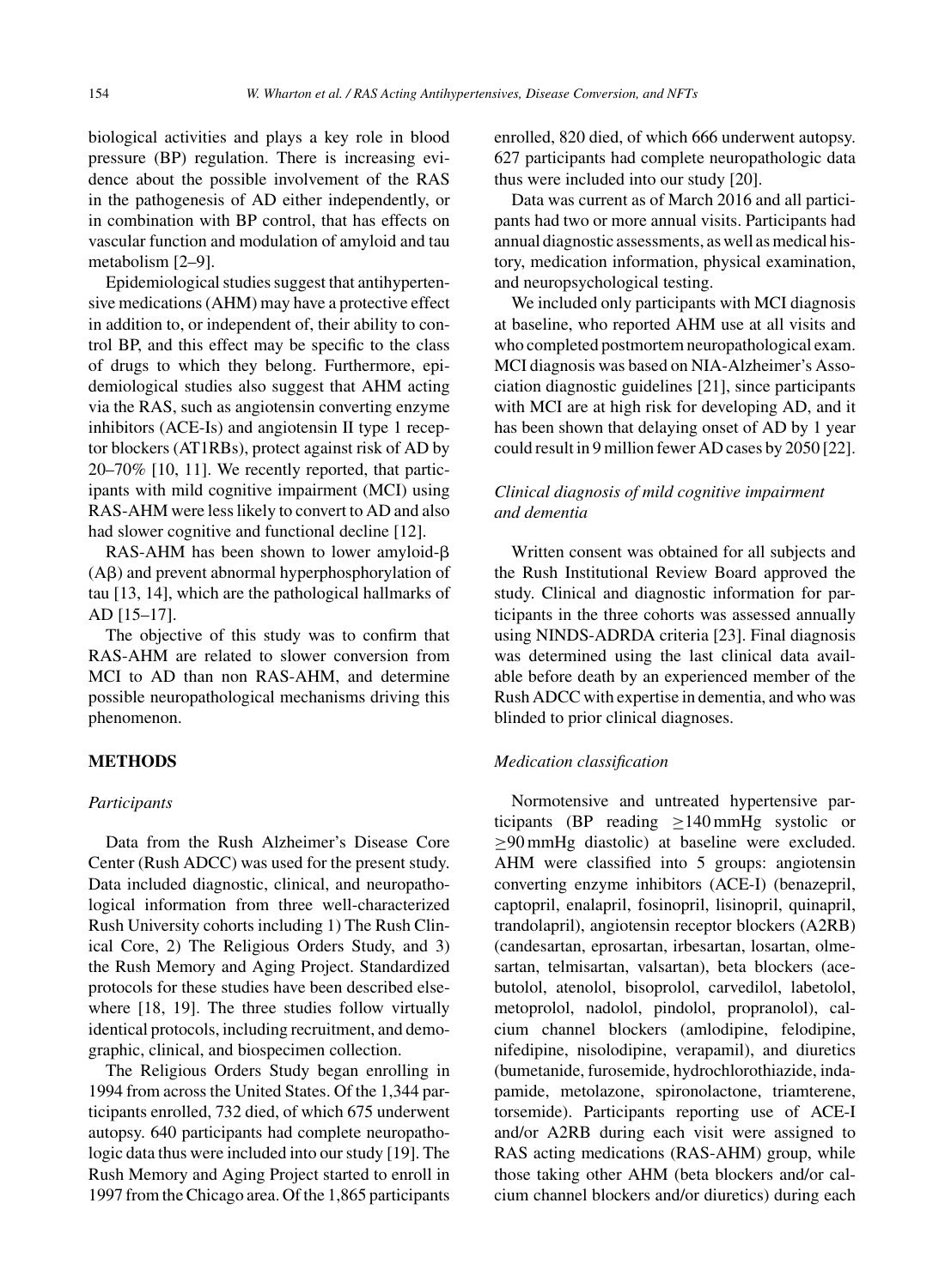biological activities and plays a key role in blood pressure (BP) regulation. There is increasing evidence about the possible involvement of the RAS in the pathogenesis of AD either independently, or in combination with BP control, that has effects on vascular function and modulation of amyloid and tau metabolism [2–9].

Epidemiological studies suggest that antihypertensive medications (AHM) may have a protective effect in addition to, or independent of, their ability to control BP, and this effect may be specific to the class of drugs to which they belong. Furthermore, epidemiological studies also suggest that AHM acting via the RAS, such as angiotensin converting enzyme inhibitors (ACE-Is) and angiotensin II type 1 receptor blockers (AT1RBs), protect against risk of AD by 20–70% [10, 11]. We recently reported, that participants with mild cognitive impairment (MCI) using RAS-AHM were less likely to convert to AD and also had slower cognitive and functional decline [12].

RAS-AHM has been shown to lower amyloid-β (Aβ) and prevent abnormal hyperphosphorylation of tau [13, 14], which are the pathological hallmarks of AD [15–17].

The objective of this study was to confirm that RAS-AHM are related to slower conversion from MCI to AD than non RAS-AHM, and determine possible neuropathological mechanisms driving this phenomenon.

## METHODS

### *Participants*

Data from the Rush Alzheimer's Disease Core Center (Rush ADCC) was used for the present study. Data included diagnostic, clinical, and neuropathological information from three well-characterized Rush University cohorts including 1) The Rush Clinical Core, 2) The Religious Orders Study, and 3) the Rush Memory and Aging Project. Standardized protocols for these studies have been described elsewhere [18, 19]. The three studies follow virtually identical protocols, including recruitment, and demographic, clinical, and biospecimen collection.

The Religious Orders Study began enrolling in 1994 from across the United States. Of the 1,344 participants enrolled, 732 died, of which 675 underwent autopsy. 640 participants had complete neuropathologic data thus were included into our study [19]. The Rush Memory and Aging Project started to enroll in 1997 from the Chicago area. Of the 1,865 participants enrolled, 820 died, of which 666 underwent autopsy. 627 participants had complete neuropathologic data thus were included into our study [20].

Data was current as of March 2016 and all participants had two or more annual visits. Participants had annual diagnostic assessments, as well as medical history, medication information, physical examination, and neuropsychological testing.

We included only participants with MCI diagnosis at baseline, who reported AHM use at all visits and who completed postmortem neuropathological exam. MCI diagnosis was based on NIA-Alzheimer's Association diagnostic guidelines [21], since participants with MCI are at high risk for developing AD, and it has been shown that delaying onset of AD by 1 year could result in 9 million fewer AD cases by 2050 [22].

### *Clinical diagnosis of mild cognitive impairment and dementia*

Written consent was obtained for all subjects and the Rush Institutional Review Board approved the study. Clinical and diagnostic information for participants in the three cohorts was assessed annually using NINDS-ADRDA criteria [23]. Final diagnosis was determined using the last clinical data available before death by an experienced member of the Rush ADCC with expertise in dementia, and who was blinded to prior clinical diagnoses.

### *Medication classification*

Normotensive and untreated hypertensive participants (BP reading ≥140 mmHg systolic or ≥90 mmHg diastolic) at baseline were excluded. AHM were classified into 5 groups: angiotensin converting enzyme inhibitors (ACE-I) (benazepril, captopril, enalapril, fosinopril, lisinopril, quinapril, trandolapril), angiotensin receptor blockers (A2RB) (candesartan, eprosartan, irbesartan, losartan, olmesartan, telmisartan, valsartan), beta blockers (acebutolol, atenolol, bisoprolol, carvedilol, labetolol, metoprolol, nadolol, pindolol, propranolol), calcium channel blockers (amlodipine, felodipine, nifedipine, nisolodipine, verapamil), and diuretics (bumetanide, furosemide, hydrochlorothiazide, indapamide, metolazone, spironolactone, triamterene, torsemide). Participants reporting use of ACE-I and/or A2RB during each visit were assigned to RAS acting medications (RAS-AHM) group, while those taking other AHM (beta blockers and/or calcium channel blockers and/or diuretics) during each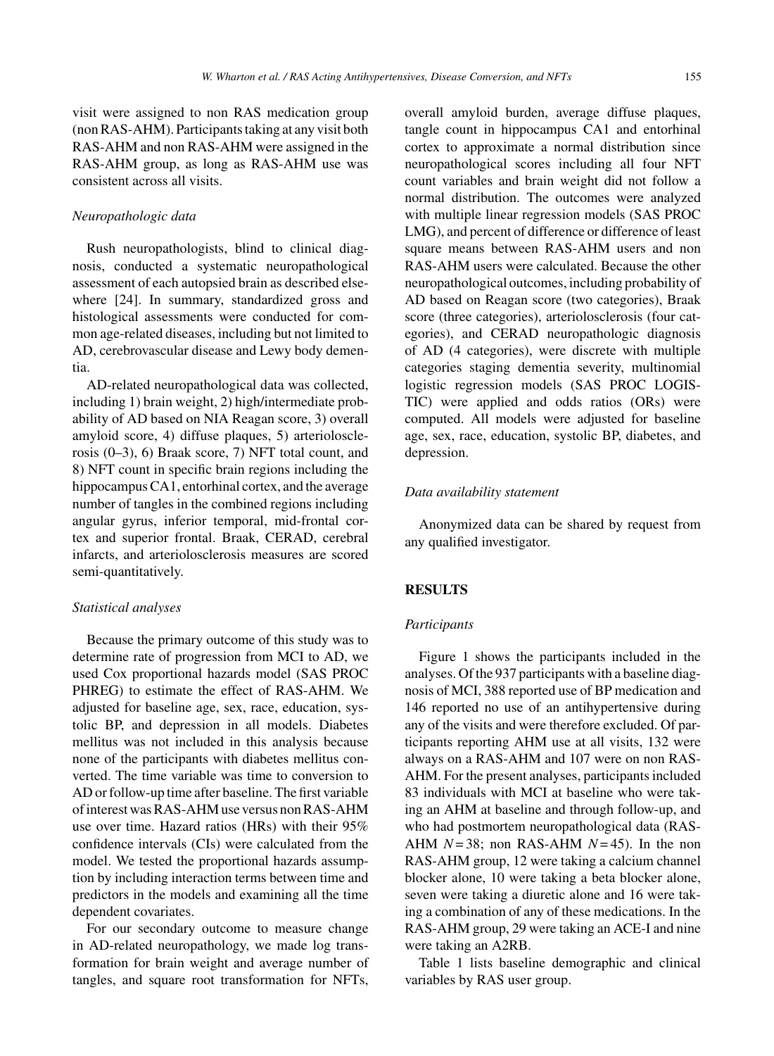visit were assigned to non RAS medication group (non RAS-AHM). Participants taking at any visit both RAS-AHM and non RAS-AHM were assigned in the RAS-AHM group, as long as RAS-AHM use was consistent across all visits.

### *Neuropathologic data*

Rush neuropathologists, blind to clinical diagnosis, conducted a systematic neuropathological assessment of each autopsied brain as described elsewhere [24]. In summary, standardized gross and histological assessments were conducted for common age-related diseases, including but not limited to AD, cerebrovascular disease and Lewy body dementia.

AD-related neuropathological data was collected, including 1) brain weight, 2) high/intermediate probability of AD based on NIA Reagan score, 3) overall amyloid score, 4) diffuse plaques, 5) arteriolosclerosis (0–3), 6) Braak score, 7) NFT total count, and 8) NFT count in specific brain regions including the hippocampus CA1, entorhinal cortex, and the average number of tangles in the combined regions including angular gyrus, inferior temporal, mid-frontal cortex and superior frontal. Braak, CERAD, cerebral infarcts, and arteriolosclerosis measures are scored semi-quantitatively.

### *Statistical analyses*

Because the primary outcome of this study was to determine rate of progression from MCI to AD, we used Cox proportional hazards model (SAS PROC PHREG) to estimate the effect of RAS-AHM. We adjusted for baseline age, sex, race, education, systolic BP, and depression in all models. Diabetes mellitus was not included in this analysis because none of the participants with diabetes mellitus converted. The time variable was time to conversion to AD or follow-up time after baseline. The first variable of interest was RAS-AHM use versus non RAS-AHM use over time. Hazard ratios (HRs) with their 95% confidence intervals (CIs) were calculated from the model. We tested the proportional hazards assumption by including interaction terms between time and predictors in the models and examining all the time dependent covariates.

For our secondary outcome to measure change in AD-related neuropathology, we made log transformation for brain weight and average number of tangles, and square root transformation for NFTs, overall amyloid burden, average diffuse plaques, tangle count in hippocampus CA1 and entorhinal cortex to approximate a normal distribution since neuropathological scores including all four NFT count variables and brain weight did not follow a normal distribution. The outcomes were analyzed with multiple linear regression models (SAS PROC LMG), and percent of difference or difference of least square means between RAS-AHM users and non RAS-AHM users were calculated. Because the other neuropathological outcomes, including probability of AD based on Reagan score (two categories), Braak score (three categories), arteriolosclerosis (four categories), and CERAD neuropathologic diagnosis of AD (4 categories), were discrete with multiple categories staging dementia severity, multinomial logistic regression models (SAS PROC LOGISTIC) were applied and odds ratios (ORs) were computed. All models were adjusted for baseline age, sex, race, education, systolic BP, diabetes, and depression.

### *Data availability statement*

Anonymized data can be shared by request from any qualified investigator.

## RESULTS

### *Participants*

Figure 1 shows the participants included in the analyses. Of the 937 participants with a baseline diagnosis of MCI, 388 reported use of BP medication and 146 reported no use of an antihypertensive during any of the visits and were therefore excluded. Of participants reporting AHM use at all visits, 132 were always on a RAS-AHM and 107 were on non RAS-AHM. For the present analyses, participants included 83 individuals with MCI at baseline who were taking an AHM at baseline and through follow-up, and who had postmortem neuropathological data (RAS-AHM $N = 38$; non RAS-AHM $N = 45$). In the non RAS-AHM group, 12 were taking a calcium channel blocker alone, 10 were taking a beta blocker alone, seven were taking a diuretic alone and 16 were taking a combination of any of these medications. In the RAS-AHM group, 29 were taking an ACE-I and nine were taking an A2RB.

Table 1 lists baseline demographic and clinical variables by RAS user group.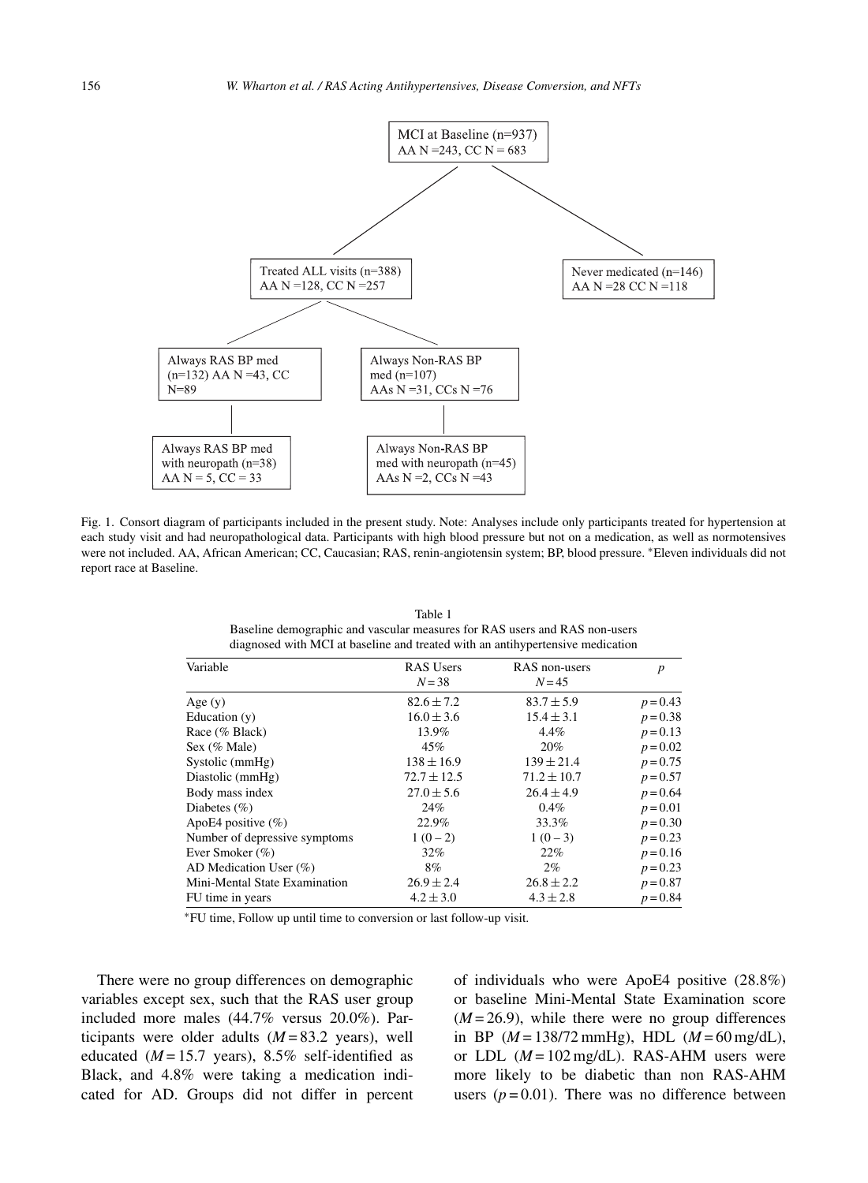MCI at Baseline (n=937)
AA N =243, CC N = 683

Treated ALL visits (n=388)
AA N =128, CC N =257

Never medicated (n=146)
AA N =28 CC N =118

Always RAS BP med (n=132) AA N =43, CC N=89

Always Non-RAS BP med (n=107)
AAs N =31, CCs N =76

Always RAS BP med with neuropath (n=38)
AA N = 5, CC = 33

Always Non-RAS BP med with neuropath (n=45)
AAs N =2, CCs N =43

Fig. 1. Consort diagram of participants included in the present study. Note: Analyses include only participants treated for hypertension at each study visit and had neuropathological data. Participants with high blood pressure but not on a medication, as well as normotensives were not included. AA, African American; CC, Caucasian; RAS, renin-angiotensin system; BP, blood pressure. *Eleven individuals did not report race at Baseline.

Table 1
Baseline demographic and vascular measures for RAS users and RAS non-users diagnosed with MCI at baseline and treated with an antihypertensive medication

| Variable | RAS Users $N = 38$ | RAS non-users $N = 45$ | $p$ |
|---|---|---|---|
| Age (y) | $82.6 \pm 7.2$ | $83.7 \pm 5.9$ | $p = 0.43$ |
| Education (y) | $16.0 \pm 3.6$ | $15.4 \pm 3.1$ | $p = 0.38$ |
| Race (% Black) | 13.9% | 4.4% | $p = 0.13$ |
| Sex (% Male) | 45% | 20% | $p = 0.02$ |
| Systolic (mmHg) | $138 \pm 16.9$ | $139 \pm 21.4$ | $p = 0.75$ |
| Diastolic (mmHg) | $72.7 \pm 12.5$ | $71.2 \pm 10.7$ | $p = 0.57$ |
| Body mass index | $27.0 \pm 5.6$ | $26.4 \pm 4.9$ | $p = 0.64$ |
| Diabetes (%) | 24% | 0.4% | $p = 0.01$ |
| ApoE4 positive (%) | 22.9% | 33.3% | $p = 0.30$ |
| Number of depressive symptoms | 1 (0 – 2) | 1 (0 – 3) | $p = 0.23$ |
| Ever Smoker (%) | 32% | 22% | $p = 0.16$ |
| AD Medication User (%) | 8% | 2% | $p = 0.23$ |
| Mini-Mental State Examination | $26.9 \pm 2.4$ | $26.8 \pm 2.2$ | $p = 0.87$ |
| FU time in years | $4.2 \pm 3.0$ | $4.3 \pm 2.8$ | $p = 0.84$ |

*FU time, Follow up until time to conversion or last follow-up visit.

There were no group differences on demographic variables except sex, such that the RAS user group included more males (44.7% versus 20.0%). Participants were older adults ($M = 83.2$ years), well educated ($M = 15.7$ years), 8.5% self-identified as Black, and 4.8% were taking a medication indicated for AD. Groups did not differ in percent of individuals who were ApoE4 positive (28.8%) or baseline Mini-Mental State Examination score ($M = 26.9$), while there were no group differences in BP ($M = 138/72$ mmHg), HDL ($M = 60$ mg/dL), or LDL ($M = 102$ mg/dL). RAS-AHM users were more likely to be diabetic than non RAS-AHM users ($p = 0.01$). There was no difference between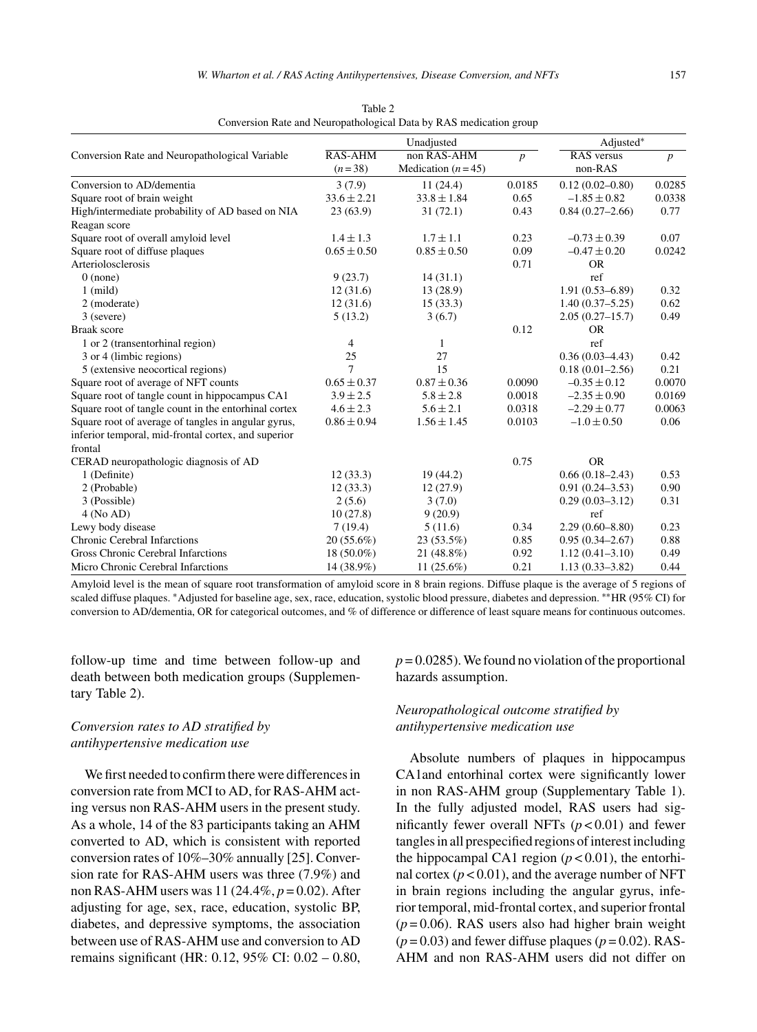Table 2
Conversion Rate and Neuropathological Data by RAS medication group

| Conversion Rate and Neuropathological Variable | Unadjusted | | | Adjusted* | |
|---|---|---|---|---|---|
| | RAS-AHM ($n = 38$) | non RAS-AHM Medication ($n = 45$) | $p$ | RAS versus non-RAS | $p$ |
| Conversion to AD/dementia | 3 (7.9) | 11 (24.4) | 0.0185 | 0.12 (0.02–0.80) | 0.0285 |
| Square root of brain weight | $33.6 \pm 2.21$ | $33.8 \pm 1.84$ | 0.65 | $-1.85 \pm 0.82$ | 0.0338 |
| High/intermediate probability of AD based on NIA Reagan score | 23 (63.9) | 31 (72.1) | 0.43 | 0.84 (0.27–2.66) | 0.77 |
| Square root of overall amyloid level | $1.4 \pm 1.3$ | $1.7 \pm 1.1$ | 0.23 | $-0.73 \pm 0.39$ | 0.07 |
| Square root of diffuse plaques | $0.65 \pm 0.50$ | $0.85 \pm 0.50$ | 0.09 | $-0.47 \pm 0.20$ | 0.0242 |
| Arteriolosclerosis | | | 0.71 | OR | |
| 0 (none) | 9 (23.7) | 14 (31.1) | | ref | |
| 1 (mild) | 12 (31.6) | 13 (28.9) | | 1.91 (0.53–6.89) | 0.32 |
| 2 (moderate) | 12 (31.6) | 15 (33.3) | | 1.40 (0.37–5.25) | 0.62 |
| 3 (severe) | 5 (13.2) | 3 (6.7) | | 2.05 (0.27–15.7) | 0.49 |
| Braak score | | | 0.12 | OR | |
| 1 or 2 (transentorhinal region) | 4 | 1 | | ref | |
| 3 or 4 (limbic regions) | 25 | 27 | | 0.36 (0.03–4.43) | 0.42 |
| 5 (extensive neocortical regions) | 7 | 15 | | 0.18 (0.01–2.56) | 0.21 |
| Square root of average of NFT counts | $0.65 \pm 0.37$ | $0.87 \pm 0.36$ | 0.0090 | $-0.35 \pm 0.12$ | 0.0070 |
| Square root of tangle count in hippocampus CA1 | $3.9 \pm 2.5$ | $5.8 \pm 2.8$ | 0.0018 | $-2.35 \pm 0.90$ | 0.0169 |
| Square root of tangle count in the entorhinal cortex | $4.6 \pm 2.3$ | $5.6 \pm 2.1$ | 0.0318 | $-2.29 \pm 0.77$ | 0.0063 |
| Square root of average of tangles in angular gyrus, inferior temporal, mid-frontal cortex, and superior frontal | $0.86 \pm 0.94$ | $1.56 \pm 1.45$ | 0.0103 | $-1.0 \pm 0.50$ | 0.06 |
| CERAD neuropathologic diagnosis of AD | | | 0.75 | OR | |
| 1 (Definite) | 12 (33.3) | 19 (44.2) | | 0.66 (0.18–2.43) | 0.53 |
| 2 (Probable) | 12 (33.3) | 12 (27.9) | | 0.91 (0.24–3.53) | 0.90 |
| 3 (Possible) | 2 (5.6) | 3 (7.0) | | 0.29 (0.03–3.12) | 0.31 |
| 4 (No AD) | 10 (27.8) | 9 (20.9) | | ref | |
| Lewy body disease | 7 (19.4) | 5 (11.6) | 0.34 | 2.29 (0.60–8.80) | 0.23 |
| Chronic Cerebral Infarctions | 20 (55.6%) | 23 (53.5%) | 0.85 | 0.95 (0.34–2.67) | 0.88 |
| Gross Chronic Cerebral Infarctions | 18 (50.0%) | 21 (48.8%) | 0.92 | 1.12 (0.41–3.10) | 0.49 |
| Micro Chronic Cerebral Infarctions | 14 (38.9%) | 11 (25.6%) | 0.21 | 1.13 (0.33–3.82) | 0.44 |

Amyloid level is the mean of square root transformation of amyloid score in 8 brain regions. Diffuse plaque is the average of 5 regions of scaled diffuse plaques. *Adjusted for baseline age, sex, race, education, systolic blood pressure, diabetes and depression. **HR (95% CI) for conversion to AD/dementia, OR for categorical outcomes, and % of difference or difference of least square means for continuous outcomes.

follow-up time and time between follow-up and death between both medication groups (Supplementary Table 2).

### *Conversion rates to AD stratified by antihypertensive medication use*

We first needed to confirm there were differences in conversion rate from MCI to AD, for RAS-AHM acting versus non RAS-AHM users in the present study. As a whole, 14 of the 83 participants taking an AHM converted to AD, which is consistent with reported conversion rates of 10%–30% annually [25]. Conversion rate for RAS-AHM users was three (7.9%) and non RAS-AHM users was 11 (24.4%, $p = 0.02$). After adjusting for age, sex, race, education, systolic BP, diabetes, and depressive symptoms, the association between use of RAS-AHM use and conversion to AD remains significant (HR: 0.12, 95% CI: 0.02 – 0.80, $p = 0.0285$). We found no violation of the proportional hazards assumption.

### *Neuropathological outcome stratified by antihypertensive medication use*

Absolute numbers of plaques in hippocampus CA1and entorhinal cortex were significantly lower in non RAS-AHM group (Supplementary Table 1). In the fully adjusted model, RAS users had significantly fewer overall NFTs ($p < 0.01$) and fewer tangles in all prespecified regions of interest including the hippocampal CA1 region ($p < 0.01$), the entorhinal cortex ($p < 0.01$), and the average number of NFT in brain regions including the angular gyrus, inferior temporal, mid-frontal cortex, and superior frontal ($p = 0.06$). RAS users also had higher brain weight ($p = 0.03$) and fewer diffuse plaques ($p = 0.02$). RAS-AHM and non RAS-AHM users did not differ on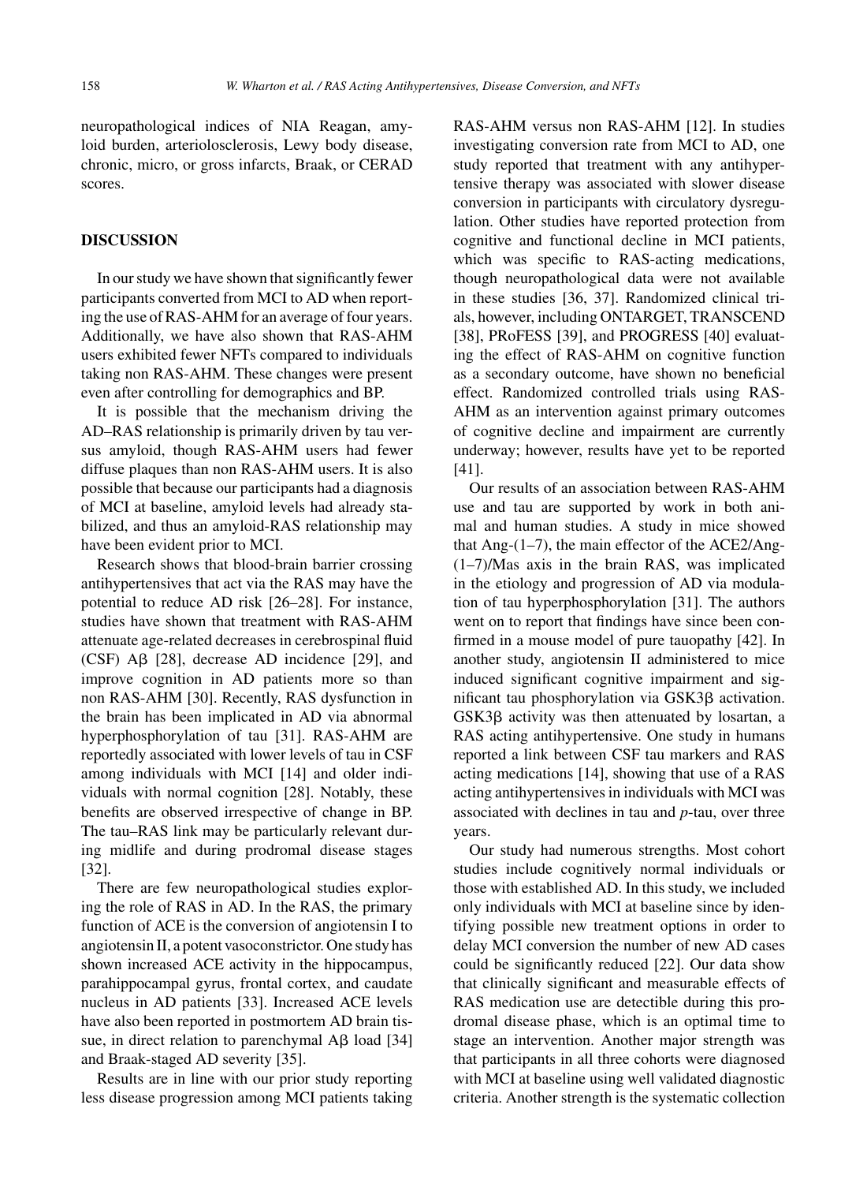neuropathological indices of NIA Reagan, amyloid burden, arteriolosclerosis, Lewy body disease, chronic, micro, or gross infarcts, Braak, or CERAD scores.

## DISCUSSION

In our study we have shown that significantly fewer participants converted from MCI to AD when reporting the use of RAS-AHM for an average of four years. Additionally, we have also shown that RAS-AHM users exhibited fewer NFTs compared to individuals taking non RAS-AHM. These changes were present even after controlling for demographics and BP.

It is possible that the mechanism driving the AD–RAS relationship is primarily driven by tau versus amyloid, though RAS-AHM users had fewer diffuse plaques than non RAS-AHM users. It is also possible that because our participants had a diagnosis of MCI at baseline, amyloid levels had already stabilized, and thus an amyloid-RAS relationship may have been evident prior to MCI.

Research shows that blood-brain barrier crossing antihypertensives that act via the RAS may have the potential to reduce AD risk [26–28]. For instance, studies have shown that treatment with RAS-AHM attenuate age-related decreases in cerebrospinal fluid (CSF) Aβ [28], decrease AD incidence [29], and improve cognition in AD patients more so than non RAS-AHM [30]. Recently, RAS dysfunction in the brain has been implicated in AD via abnormal hyperphosphorylation of tau [31]. RAS-AHM are reportedly associated with lower levels of tau in CSF among individuals with MCI [14] and older individuals with normal cognition [28]. Notably, these benefits are observed irrespective of change in BP. The tau–RAS link may be particularly relevant during midlife and during prodromal disease stages [32].

There are few neuropathological studies exploring the role of RAS in AD. In the RAS, the primary function of ACE is the conversion of angiotensin I to angiotensin II, a potent vasoconstrictor. One study has shown increased ACE activity in the hippocampus, parahippocampal gyrus, frontal cortex, and caudate nucleus in AD patients [33]. Increased ACE levels have also been reported in postmortem AD brain tissue, in direct relation to parenchymal Aβ load [34] and Braak-staged AD severity [35].

Results are in line with our prior study reporting less disease progression among MCI patients taking RAS-AHM versus non RAS-AHM [12]. In studies investigating conversion rate from MCI to AD, one study reported that treatment with any antihypertensive therapy was associated with slower disease conversion in participants with circulatory dysregulation. Other studies have reported protection from cognitive and functional decline in MCI patients, which was specific to RAS-acting medications, though neuropathological data were not available in these studies [36, 37]. Randomized clinical trials, however, including ONTARGET, TRANSCEND [38], PRoFESS [39], and PROGRESS [40] evaluating the effect of RAS-AHM on cognitive function as a secondary outcome, have shown no beneficial effect. Randomized controlled trials using RAS-AHM as an intervention against primary outcomes of cognitive decline and impairment are currently underway; however, results have yet to be reported [41].

Our results of an association between RAS-AHM use and tau are supported by work in both animal and human studies. A study in mice showed that Ang-(1–7), the main effector of the ACE2/Ang-(1–7)/Mas axis in the brain RAS, was implicated in the etiology and progression of AD via modulation of tau hyperphosphorylation [31]. The authors went on to report that findings have since been confirmed in a mouse model of pure tauopathy [42]. In another study, angiotensin II administered to mice induced significant cognitive impairment and significant tau phosphorylation via GSK3β activation. GSK3β activity was then attenuated by losartan, a RAS acting antihypertensive. One study in humans reported a link between CSF tau markers and RAS acting medications [14], showing that use of a RAS acting antihypertensives in individuals with MCI was associated with declines in tau and *p*-tau, over three years.

Our study had numerous strengths. Most cohort studies include cognitively normal individuals or those with established AD. In this study, we included only individuals with MCI at baseline since by identifying possible new treatment options in order to delay MCI conversion the number of new AD cases could be significantly reduced [22]. Our data show that clinically significant and measurable effects of RAS medication use are detectible during this prodromal disease phase, which is an optimal time to stage an intervention. Another major strength was that participants in all three cohorts were diagnosed with MCI at baseline using well validated diagnostic criteria. Another strength is the systematic collection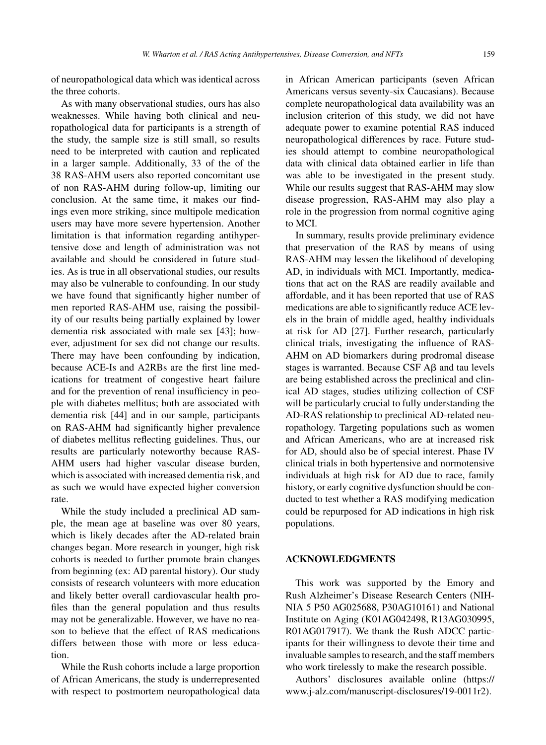of neuropathological data which was identical across the three cohorts.

As with many observational studies, ours has also weaknesses. While having both clinical and neuropathological data for participants is a strength of the study, the sample size is still small, so results need to be interpreted with caution and replicated in a larger sample. Additionally, 33 of the of the 38 RAS-AHM users also reported concomitant use of non RAS-AHM during follow-up, limiting our conclusion. At the same time, it makes our findings even more striking, since multipole medication users may have more severe hypertension. Another limitation is that information regarding antihypertensive dose and length of administration was not available and should be considered in future studies. As is true in all observational studies, our results may also be vulnerable to confounding. In our study we have found that significantly higher number of men reported RAS-AHM use, raising the possibility of our results being partially explained by lower dementia risk associated with male sex [43]; however, adjustment for sex did not change our results. There may have been confounding by indication, because ACE-Is and A2RBs are the first line medications for treatment of congestive heart failure and for the prevention of renal insufficiency in people with diabetes mellitus; both are associated with dementia risk [44] and in our sample, participants on RAS-AHM had significantly higher prevalence of diabetes mellitus reflecting guidelines. Thus, our results are particularly noteworthy because RAS-AHM users had higher vascular disease burden, which is associated with increased dementia risk, and as such we would have expected higher conversion rate.

While the study included a preclinical AD sample, the mean age at baseline was over 80 years, which is likely decades after the AD-related brain changes began. More research in younger, high risk cohorts is needed to further promote brain changes from beginning (ex: AD parental history). Our study consists of research volunteers with more education and likely better overall cardiovascular health profiles than the general population and thus results may not be generalizable. However, we have no reason to believe that the effect of RAS medications differs between those with more or less education.

While the Rush cohorts include a large proportion of African Americans, the study is underrepresented with respect to postmortem neuropathological data in African American participants (seven African Americans versus seventy-six Caucasians). Because complete neuropathological data availability was an inclusion criterion of this study, we did not have adequate power to examine potential RAS induced neuropathological differences by race. Future studies should attempt to combine neuropathological data with clinical data obtained earlier in life than was able to be investigated in the present study. While our results suggest that RAS-AHM may slow disease progression, RAS-AHM may also play a role in the progression from normal cognitive aging to MCI.

In summary, results provide preliminary evidence that preservation of the RAS by means of using RAS-AHM may lessen the likelihood of developing AD, in individuals with MCI. Importantly, medications that act on the RAS are readily available and affordable, and it has been reported that use of RAS medications are able to significantly reduce ACE levels in the brain of middle aged, healthy individuals at risk for AD [27]. Further research, particularly clinical trials, investigating the influence of RAS-AHM on AD biomarkers during prodromal disease stages is warranted. Because CSF Aβ and tau levels are being established across the preclinical and clinical AD stages, studies utilizing collection of CSF will be particularly crucial to fully understanding the AD-RAS relationship to preclinical AD-related neuropathology. Targeting populations such as women and African Americans, who are at increased risk for AD, should also be of special interest. Phase IV clinical trials in both hypertensive and normotensive individuals at high risk for AD due to race, family history, or early cognitive dysfunction should be conducted to test whether a RAS modifying medication could be repurposed for AD indications in high risk populations.

## ACKNOWLEDGMENTS

This work was supported by the Emory and Rush Alzheimer's Disease Research Centers (NIH-NIA 5 P50 AG025688, P30AG10161) and National Institute on Aging (K01AG042498, R13AG030995, R01AG017917). We thank the Rush ADCC participants for their willingness to devote their time and invaluable samples to research, and the staff members who work tirelessly to make the research possible.

Authors' disclosures available online (https://www.j-alz.com/manuscript-disclosures/19-0011r2).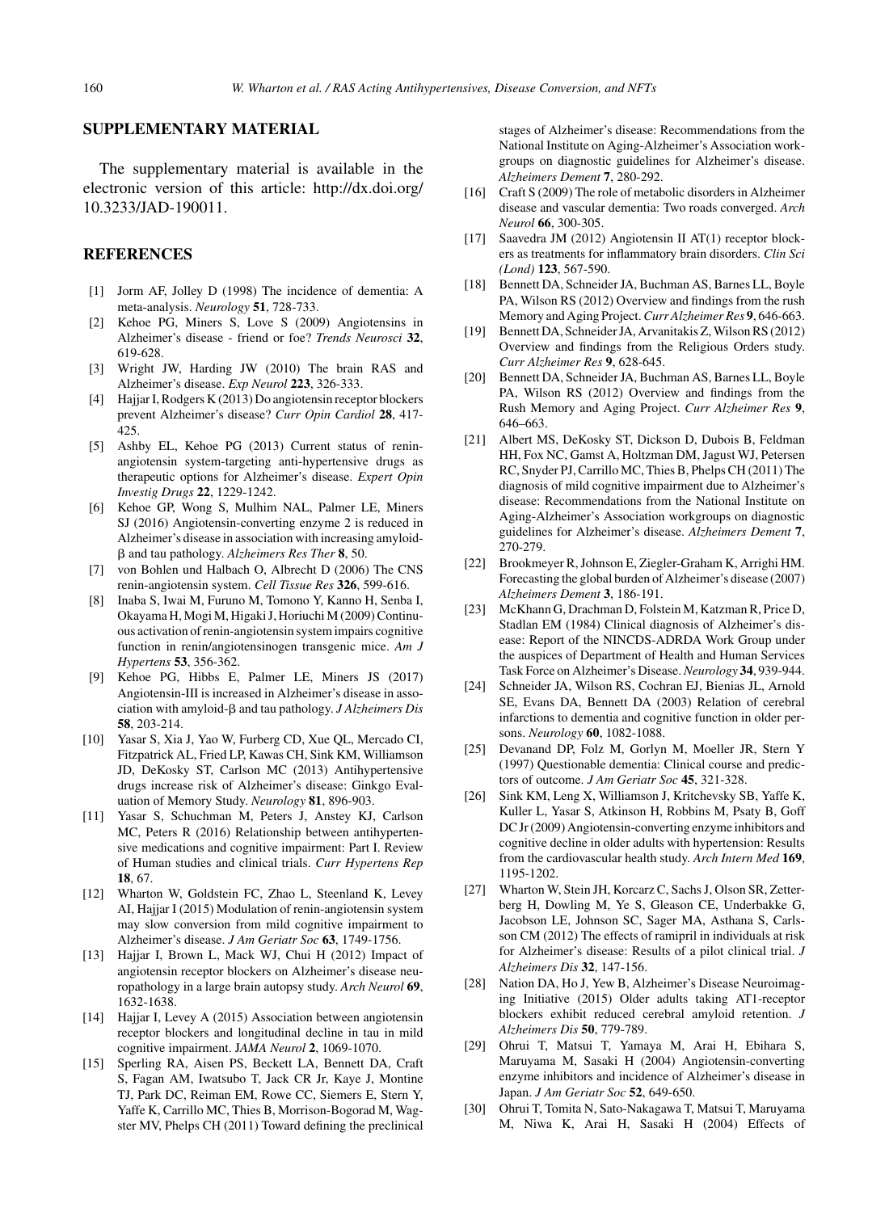## SUPPLEMENTARY MATERIAL

The supplementary material is available in the electronic version of this article: http://dx.doi.org/10.3233/JAD-190011.

## REFERENCES

- [1] Jorm AF, Jolley D (1998) The incidence of dementia: A meta-analysis. *Neurology* **51**, 728-733.
- [2] Kehoe PG, Miners S, Love S (2009) Angiotensins in Alzheimer's disease - friend or foe? *Trends Neurosci* **32**, 619-628.
- [3] Wright JW, Harding JW (2010) The brain RAS and Alzheimer's disease. *Exp Neurol* **223**, 326-333.
- [4] Hajjar I, Rodgers K (2013) Do angiotensin receptor blockers prevent Alzheimer's disease? *Curr Opin Cardiol* **28**, 417-425.
- [5] Ashby EL, Kehoe PG (2013) Current status of renin-angiotensin system-targeting anti-hypertensive drugs as therapeutic options for Alzheimer's disease. *Expert Opin Investig Drugs* **22**, 1229-1242.
- [6] Kehoe GP, Wong S, Mulhim NAL, Palmer LE, Miners SJ (2016) Angiotensin-converting enzyme 2 is reduced in Alzheimer's disease in association with increasing amyloid-β and tau pathology. *Alzheimers Res Ther* **8**, 50.
- [7] von Bohlen und Halbach O, Albrecht D (2006) The CNS renin-angiotensin system. *Cell Tissue Res* **326**, 599-616.
- [8] Inaba S, Iwai M, Furuno M, Tomono Y, Kanno H, Senba I, Okayama H, Mogi M, Higaki J, Horiuchi M (2009) Continuous activation of renin-angiotensin system impairs cognitive function in renin/angiotensinogen transgenic mice. *Am J Hypertens* **53**, 356-362.
- [9] Kehoe PG, Hibbs E, Palmer LE, Miners JS (2017) Angiotensin-III is increased in Alzheimer's disease in association with amyloid-β and tau pathology. *J Alzheimers Dis* **58**, 203-214.
- [10] Yasar S, Xia J, Yao W, Furberg CD, Xue QL, Mercado CI, Fitzpatrick AL, Fried LP, Kawas CH, Sink KM, Williamson JD, DeKosky ST, Carlson MC (2013) Antihypertensive drugs increase risk of Alzheimer's disease: Ginkgo Evaluation of Memory Study. *Neurology* **81**, 896-903.
- [11] Yasar S, Schuchman M, Peters J, Anstey KJ, Carlson MC, Peters R (2016) Relationship between antihypertensive medications and cognitive impairment: Part I. Review of Human studies and clinical trials. *Curr Hypertens Rep* **18**, 67.
- [12] Wharton W, Goldstein FC, Zhao L, Steenland K, Levey AI, Hajjar I (2015) Modulation of renin-angiotensin system may slow conversion from mild cognitive impairment to Alzheimer's disease. *J Am Geriatr Soc* **63**, 1749-1756.
- [13] Hajjar I, Brown L, Mack WJ, Chui H (2012) Impact of angiotensin receptor blockers on Alzheimer's disease neuropathology in a large brain autopsy study. *Arch Neurol* **69**, 1632-1638.
- [14] Hajjar I, Levey A (2015) Association between angiotensin receptor blockers and longitudinal decline in tau in mild cognitive impairment. *JAMA Neurol* **2**, 1069-1070.
- [15] Sperling RA, Aisen PS, Beckett LA, Bennett DA, Craft S, Fagan AM, Iwatsubo T, Jack CR Jr, Kaye J, Montine TJ, Park DC, Reiman EM, Rowe CC, Siemers E, Stern Y, Yaffe K, Carrillo MC, Thies B, Morrison-Bogorad M, Wagster MV, Phelps CH (2011) Toward defining the preclinical stages of Alzheimer's disease: Recommendations from the National Institute on Aging-Alzheimer's Association workgroups on diagnostic guidelines for Alzheimer's disease. *Alzheimers Dement* **7**, 280-292.
- [16] Craft S (2009) The role of metabolic disorders in Alzheimer disease and vascular dementia: Two roads converged. *Arch Neurol* **66**, 300-305.
- [17] Saavedra JM (2012) Angiotensin II AT(1) receptor blockers as treatments for inflammatory brain disorders. *Clin Sci (Lond)* **123**, 567-590.
- [18] Bennett DA, Schneider JA, Buchman AS, Barnes LL, Boyle PA, Wilson RS (2012) Overview and findings from the rush Memory and Aging Project. *Curr Alzheimer Res* **9**, 646-663.
- [19] Bennett DA, Schneider JA, Arvanitakis Z, Wilson RS (2012) Overview and findings from the Religious Orders study. *Curr Alzheimer Res* **9**, 628-645.
- [20] Bennett DA, Schneider JA, Buchman AS, Barnes LL, Boyle PA, Wilson RS (2012) Overview and findings from the Rush Memory and Aging Project. *Curr Alzheimer Res* **9**, 646–663.
- [21] Albert MS, DeKosky ST, Dickson D, Dubois B, Feldman HH, Fox NC, Gamst A, Holtzman DM, Jagust WJ, Petersen RC, Snyder PJ, Carrillo MC, Thies B, Phelps CH (2011) The diagnosis of mild cognitive impairment due to Alzheimer's disease: Recommendations from the National Institute on Aging-Alzheimer's Association workgroups on diagnostic guidelines for Alzheimer's disease. *Alzheimers Dement* **7**, 270-279.
- [22] Brookmeyer R, Johnson E, Ziegler-Graham K, Arrighi HM. Forecasting the global burden of Alzheimer's disease (2007) *Alzheimers Dement* **3**, 186-191.
- [23] McKhann G, Drachman D, Folstein M, Katzman R, Price D, Stadlan EM (1984) Clinical diagnosis of Alzheimer's disease: Report of the NINCDS-ADRDA Work Group under the auspices of Department of Health and Human Services Task Force on Alzheimer's Disease. *Neurology* **34**, 939-944.
- [24] Schneider JA, Wilson RS, Cochran EJ, Bienias JL, Arnold SE, Evans DA, Bennett DA (2003) Relation of cerebral infarctions to dementia and cognitive function in older persons. *Neurology* **60**, 1082-1088.
- [25] Devanand DP, Folz M, Gorlyn M, Moeller JR, Stern Y (1997) Questionable dementia: Clinical course and predictors of outcome. *J Am Geriatr Soc* **45**, 321-328.
- [26] Sink KM, Leng X, Williamson J, Kritchevsky SB, Yaffe K, Kuller L, Yasar S, Atkinson H, Robbins M, Psaty B, Goff DC Jr (2009) Angiotensin-converting enzyme inhibitors and cognitive decline in older adults with hypertension: Results from the cardiovascular health study. *Arch Intern Med* **169**, 1195-1202.
- [27] Wharton W, Stein JH, Korcarz C, Sachs J, Olson SR, Zetterberg H, Dowling M, Ye S, Gleason CE, Underbakke G, Jacobson LE, Johnson SC, Sager MA, Asthana S, Carlsson CM (2012) The effects of ramipril in individuals at risk for Alzheimer's disease: Results of a pilot clinical trial. *J Alzheimers Dis* **32**, 147-156.
- [28] Nation DA, Ho J, Yew B, Alzheimer's Disease Neuroimaging Initiative (2015) Older adults taking AT1-receptor blockers exhibit reduced cerebral amyloid retention. *J Alzheimers Dis* **50**, 779-789.
- [29] Ohrui T, Matsui T, Yamaya M, Arai H, Ebihara S, Maruyama M, Sasaki H (2004) Angiotensin-converting enzyme inhibitors and incidence of Alzheimer's disease in Japan. *J Am Geriatr Soc* **52**, 649-650.
- [30] Ohrui T, Tomita N, Sato-Nakagawa T, Matsui T, Maruyama M, Niwa K, Arai H, Sasaki H (2004) Effects of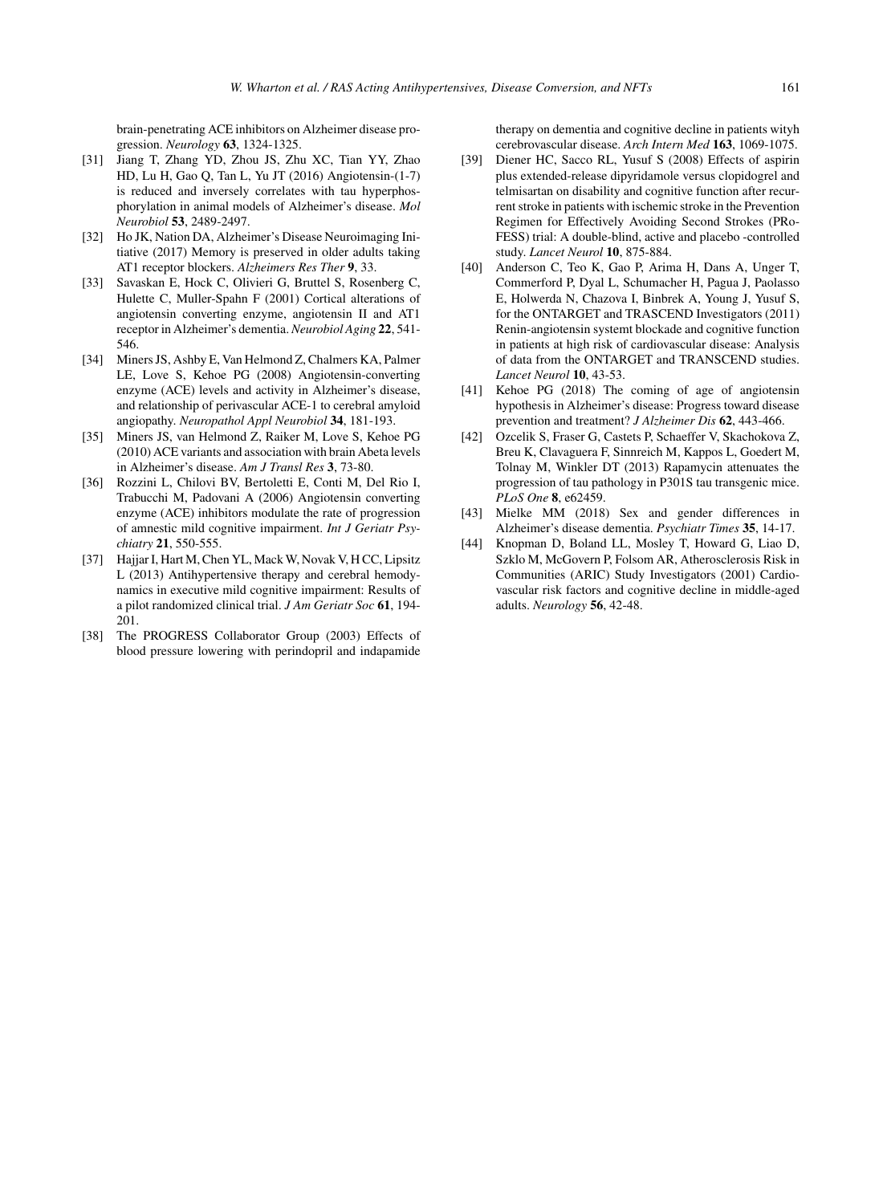brain-penetrating ACE inhibitors on Alzheimer disease progression. *Neurology* **63**, 1324-1325.

[31] Jiang T, Zhang YD, Zhou JS, Zhu XC, Tian YY, Zhao HD, Lu H, Gao Q, Tan L, Yu JT (2016) Angiotensin-(1-7) is reduced and inversely correlates with tau hyperphosphorylation in animal models of Alzheimer's disease. *Mol Neurobiol* **53**, 2489-2497.

[32] Ho JK, Nation DA, Alzheimer's Disease Neuroimaging Initiative (2017) Memory is preserved in older adults taking AT1 receptor blockers. *Alzheimers Res Ther* **9**, 33.

[33] Savaskan E, Hock C, Olivieri G, Bruttel S, Rosenberg C, Hulette C, Muller-Spahn F (2001) Cortical alterations of angiotensin converting enzyme, angiotensin II and AT1 receptor in Alzheimer's dementia. *Neurobiol Aging* **22**, 541-546.

[34] Miners JS, Ashby E, Van Helmond Z, Chalmers KA, Palmer LE, Love S, Kehoe PG (2008) Angiotensin-converting enzyme (ACE) levels and activity in Alzheimer's disease, and relationship of perivascular ACE-1 to cerebral amyloid angiopathy. *Neuropathol Appl Neurobiol* **34**, 181-193.

[35] Miners JS, van Helmond Z, Raiker M, Love S, Kehoe PG (2010) ACE variants and association with brain Abeta levels in Alzheimer's disease. *Am J Transl Res* **3**, 73-80.

[36] Rozzini L, Chilovi BV, Bertoletti E, Conti M, Del Rio I, Trabucchi M, Padovani A (2006) Angiotensin converting enzyme (ACE) inhibitors modulate the rate of progression of amnestic mild cognitive impairment. *Int J Geriatr Psychiatry* **21**, 550-555.

[37] Hajjar I, Hart M, Chen YL, Mack W, Novak V, H CC, Lipsitz L (2013) Antihypertensive therapy and cerebral hemodynamics in executive mild cognitive impairment: Results of a pilot randomized clinical trial. *J Am Geriatr Soc* **61**, 194-201.

[38] The PROGRESS Collaborator Group (2003) Effects of blood pressure lowering with perindopril and indapamide therapy on dementia and cognitive decline in patients wityh cerebrovascular disease. *Arch Intern Med* **163**, 1069-1075.

[39] Diener HC, Sacco RL, Yusuf S (2008) Effects of aspirin plus extended-release dipyridamole versus clopidogrel and telmisartan on disability and cognitive function after recurrent stroke in patients with ischemic stroke in the Prevention Regimen for Effectively Avoiding Second Strokes (PRoFESS) trial: A double-blind, active and placebo -controlled study. *Lancet Neurol* **10**, 875-884.

[40] Anderson C, Teo K, Gao P, Arima H, Dans A, Unger T, Commerford P, Dyal L, Schumacher H, Pagua J, Paolasso E, Holwerda N, Chazova I, Binbrek A, Young J, Yusuf S, for the ONTARGET and TRASCEND Investigators (2011) Renin-angiotensin systemt blockade and cognitive function in patients at high risk of cardiovascular disease: Analysis of data from the ONTARGET and TRANSCEND studies. *Lancet Neurol* **10**, 43-53.

[41] Kehoe PG (2018) The coming of age of angiotensin hypothesis in Alzheimer's disease: Progress toward disease prevention and treatment? *J Alzheimer Dis* **62**, 443-466.

[42] Ozcelik S, Fraser G, Castets P, Schaeffer V, Skachokova Z, Breu K, Clavaguera F, Sinnreich M, Kappos L, Goedert M, Tolnay M, Winkler DT (2013) Rapamycin attenuates the progression of tau pathology in P301S tau transgenic mice. *PLoS One* **8**, e62459.

[43] Mielke MM (2018) Sex and gender differences in Alzheimer's disease dementia. *Psychiatr Times* **35**, 14-17.

[44] Knopman D, Boland LL, Mosley T, Howard G, Liao D, Szklo M, McGovern P, Folsom AR, Atherosclerosis Risk in Communities (ARIC) Study Investigators (2001) Cardiovascular risk factors and cognitive decline in middle-aged adults. *Neurology* **56**, 42-48.